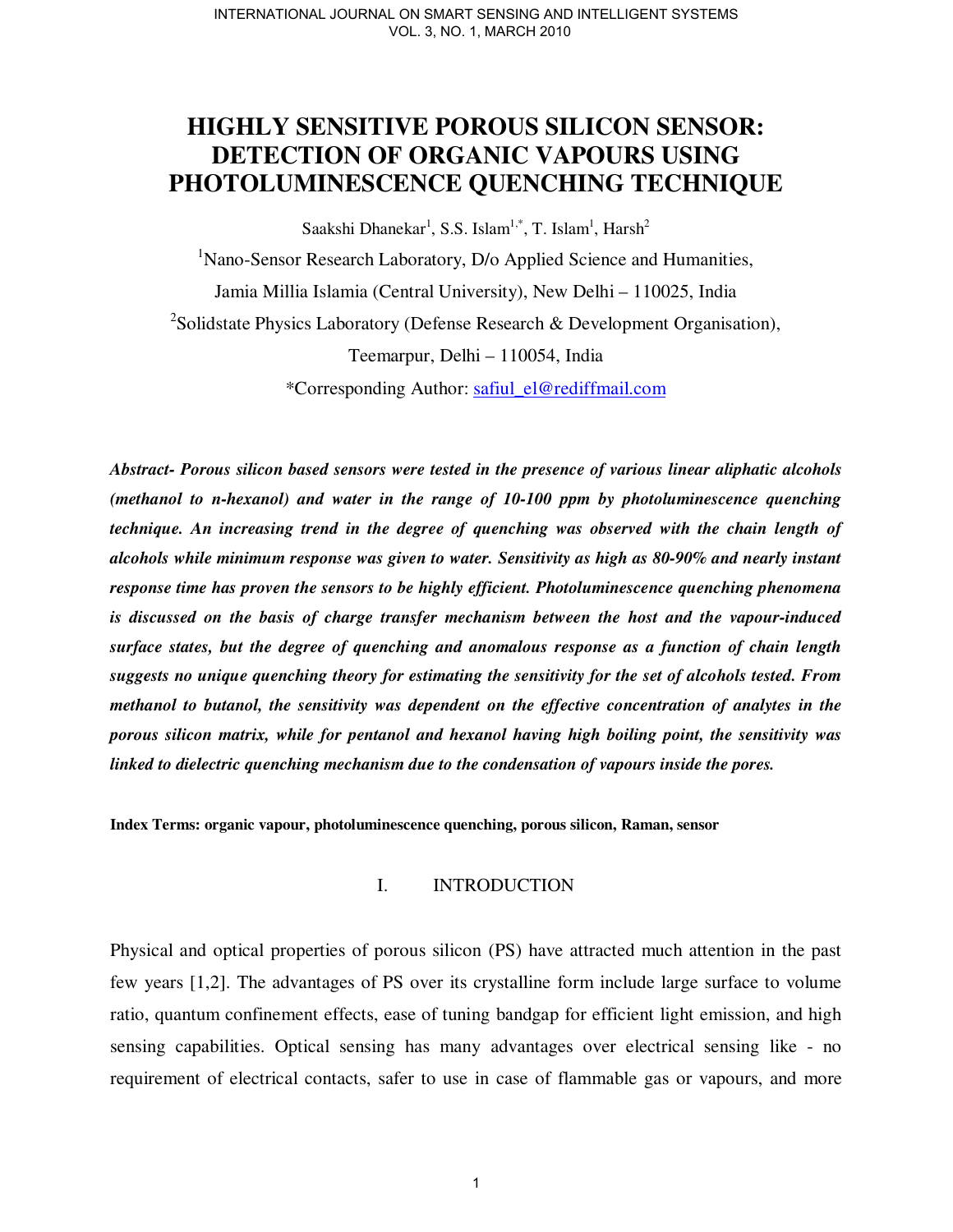# HIGHLY SENSITIVE POROUS SILICON SENSOR: DETECTION OF ORGANIC VAPOURS USING PHOTOLUMINESCENCE QUENCHING TECHNIQUE

Saakshi Dhanekar[1], S.S. Islam[1,*], T. Islam[1], Harsh[2]

[1]Nano-Sensor Research Laboratory, D/o Applied Science and Humanities, Jamia Millia Islamia (Central University), New Delhi – 110025, India

[2]Solidstate Physics Laboratory (Defense Research & Development Organisation), Teemarpur, Delhi – 110054, India

*Corresponding Author: safiul_el@rediffmail.com

***Abstract- Porous silicon based sensors were tested in the presence of various linear aliphatic alcohols (methanol to n-hexanol) and water in the range of 10-100 ppm by photoluminescence quenching technique. An increasing trend in the degree of quenching was observed with the chain length of alcohols while minimum response was given to water. Sensitivity as high as 80-90% and nearly instant response time has proven the sensors to be highly efficient. Photoluminescence quenching phenomena is discussed on the basis of charge transfer mechanism between the host and the vapour-induced surface states, but the degree of quenching and anomalous response as a function of chain length suggests no unique quenching theory for estimating the sensitivity for the set of alcohols tested. From methanol to butanol, the sensitivity was dependent on the effective concentration of analytes in the porous silicon matrix, while for pentanol and hexanol having high boiling point, the sensitivity was linked to dielectric quenching mechanism due to the condensation of vapours inside the pores.***

**Index Terms: organic vapour, photoluminescence quenching, porous silicon, Raman, sensor**

## I. INTRODUCTION

Physical and optical properties of porous silicon (PS) have attracted much attention in the past few years [1,2]. The advantages of PS over its crystalline form include large surface to volume ratio, quantum confinement effects, ease of tuning bandgap for efficient light emission, and high sensing capabilities. Optical sensing has many advantages over electrical sensing like - no requirement of electrical contacts, safer to use in case of flammable gas or vapours, and more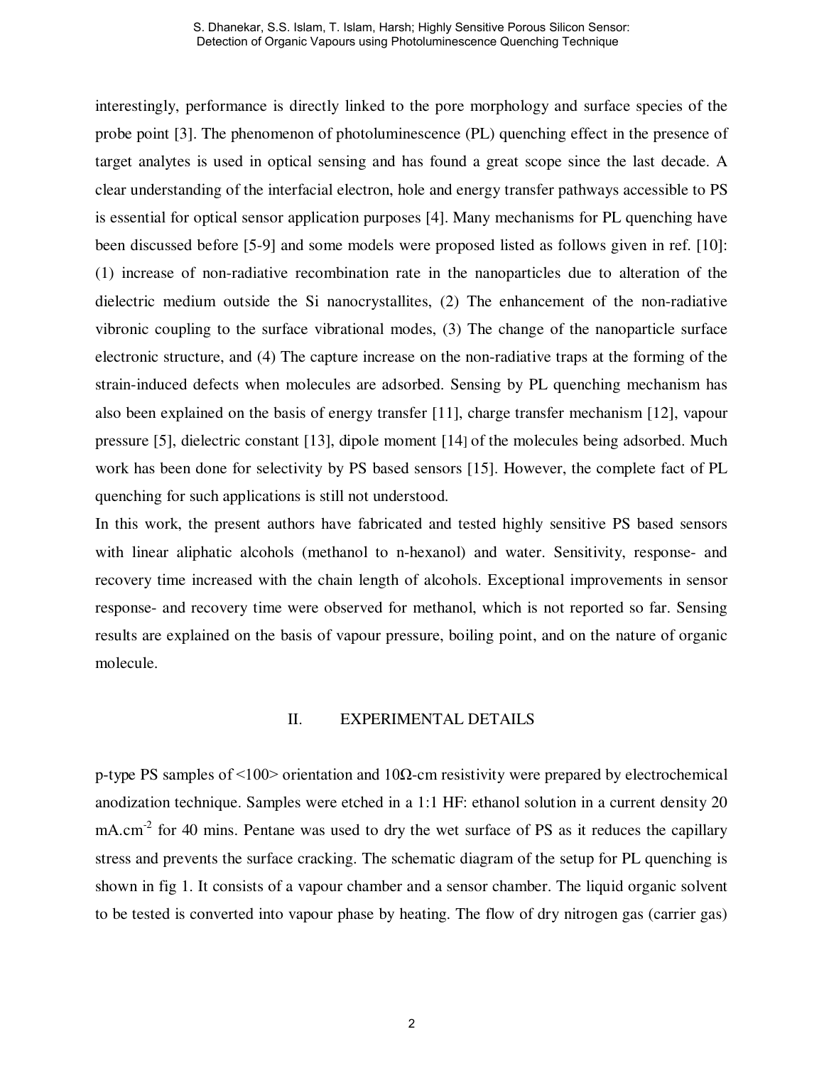interestingly, performance is directly linked to the pore morphology and surface species of the probe point [3]. The phenomenon of photoluminescence (PL) quenching effect in the presence of target analytes is used in optical sensing and has found a great scope since the last decade. A clear understanding of the interfacial electron, hole and energy transfer pathways accessible to PS is essential for optical sensor application purposes [4]. Many mechanisms for PL quenching have been discussed before [5-9] and some models were proposed listed as follows given in ref. [10]: (1) increase of non-radiative recombination rate in the nanoparticles due to alteration of the dielectric medium outside the Si nanocrystallites, (2) The enhancement of the non-radiative vibronic coupling to the surface vibrational modes, (3) The change of the nanoparticle surface electronic structure, and (4) The capture increase on the non-radiative traps at the forming of the strain-induced defects when molecules are adsorbed. Sensing by PL quenching mechanism has also been explained on the basis of energy transfer [11], charge transfer mechanism [12], vapour pressure [5], dielectric constant [13], dipole moment [14] of the molecules being adsorbed. Much work has been done for selectivity by PS based sensors [15]. However, the complete fact of PL quenching for such applications is still not understood.

In this work, the present authors have fabricated and tested highly sensitive PS based sensors with linear aliphatic alcohols (methanol to n-hexanol) and water. Sensitivity, response- and recovery time increased with the chain length of alcohols. Exceptional improvements in sensor response- and recovery time were observed for methanol, which is not reported so far. Sensing results are explained on the basis of vapour pressure, boiling point, and on the nature of organic molecule.

## II. EXPERIMENTAL DETAILS

p-type PS samples of <100> orientation and 10Ω-cm resistivity were prepared by electrochemical anodization technique. Samples were etched in a 1:1 HF: ethanol solution in a current density 20 mA.cm$^{-2}$ for 40 mins. Pentane was used to dry the wet surface of PS as it reduces the capillary stress and prevents the surface cracking. The schematic diagram of the setup for PL quenching is shown in fig 1. It consists of a vapour chamber and a sensor chamber. The liquid organic solvent to be tested is converted into vapour phase by heating. The flow of dry nitrogen gas (carrier gas)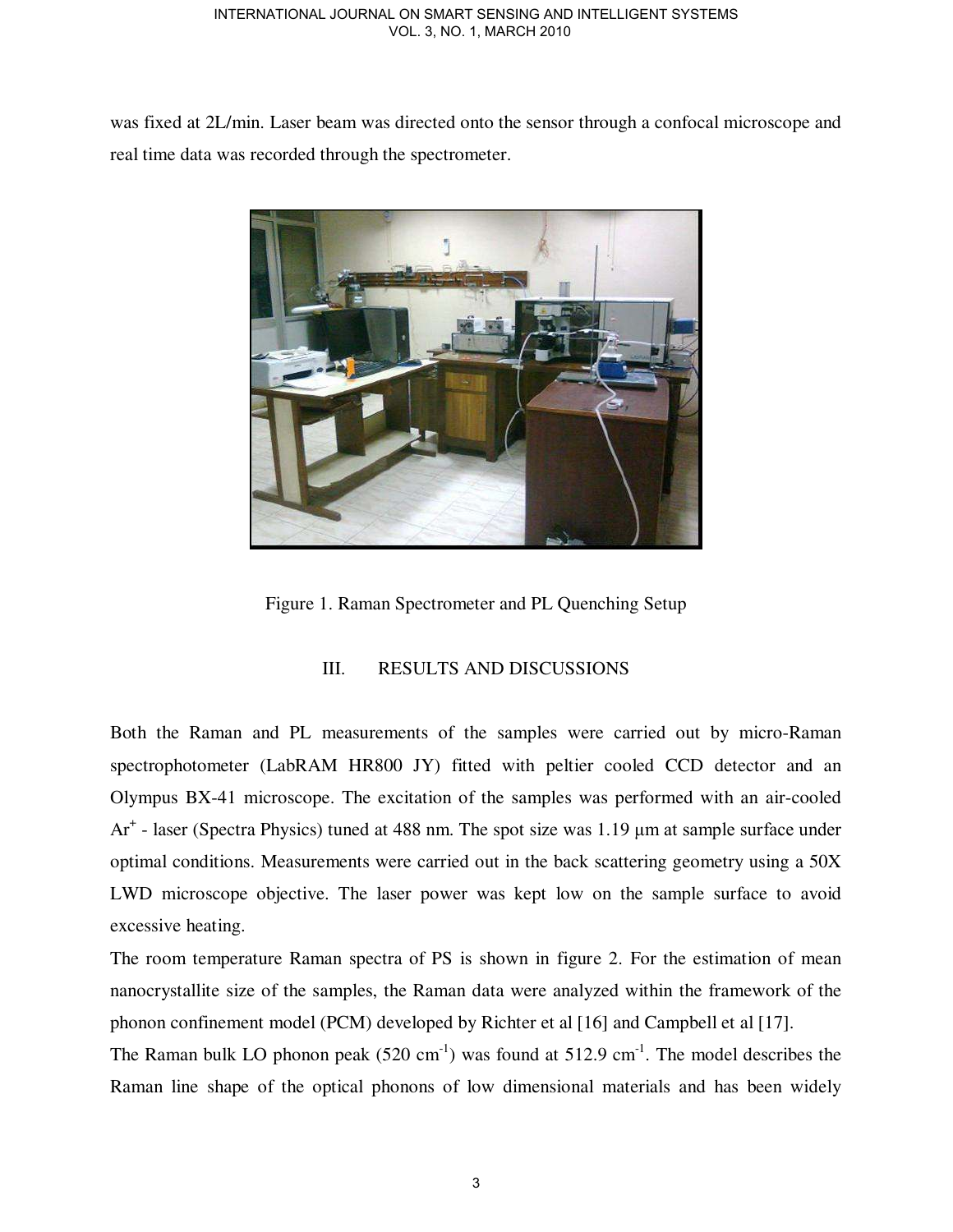was fixed at 2L/min. Laser beam was directed onto the sensor through a confocal microscope and real time data was recorded through the spectrometer.

Figure 1. Raman Spectrometer and PL Quenching Setup

## III. RESULTS AND DISCUSSIONS

Both the Raman and PL measurements of the samples were carried out by micro-Raman spectrophotometer (LabRAM HR800 JY) fitted with peltier cooled CCD detector and an Olympus BX-41 microscope. The excitation of the samples was performed with an air-cooled $Ar^+$ - laser (Spectra Physics) tuned at 488 nm. The spot size was 1.19 μm at sample surface under optimal conditions. Measurements were carried out in the back scattering geometry using a 50X LWD microscope objective. The laser power was kept low on the sample surface to avoid excessive heating.

The room temperature Raman spectra of PS is shown in figure 2. For the estimation of mean nanocrystallite size of the samples, the Raman data were analyzed within the framework of the phonon confinement model (PCM) developed by Richter et al [16] and Campbell et al [17].

The Raman bulk LO phonon peak (520 $cm^{-1}$) was found at 512.9 $cm^{-1}$. The model describes the Raman line shape of the optical phonons of low dimensional materials and has been widely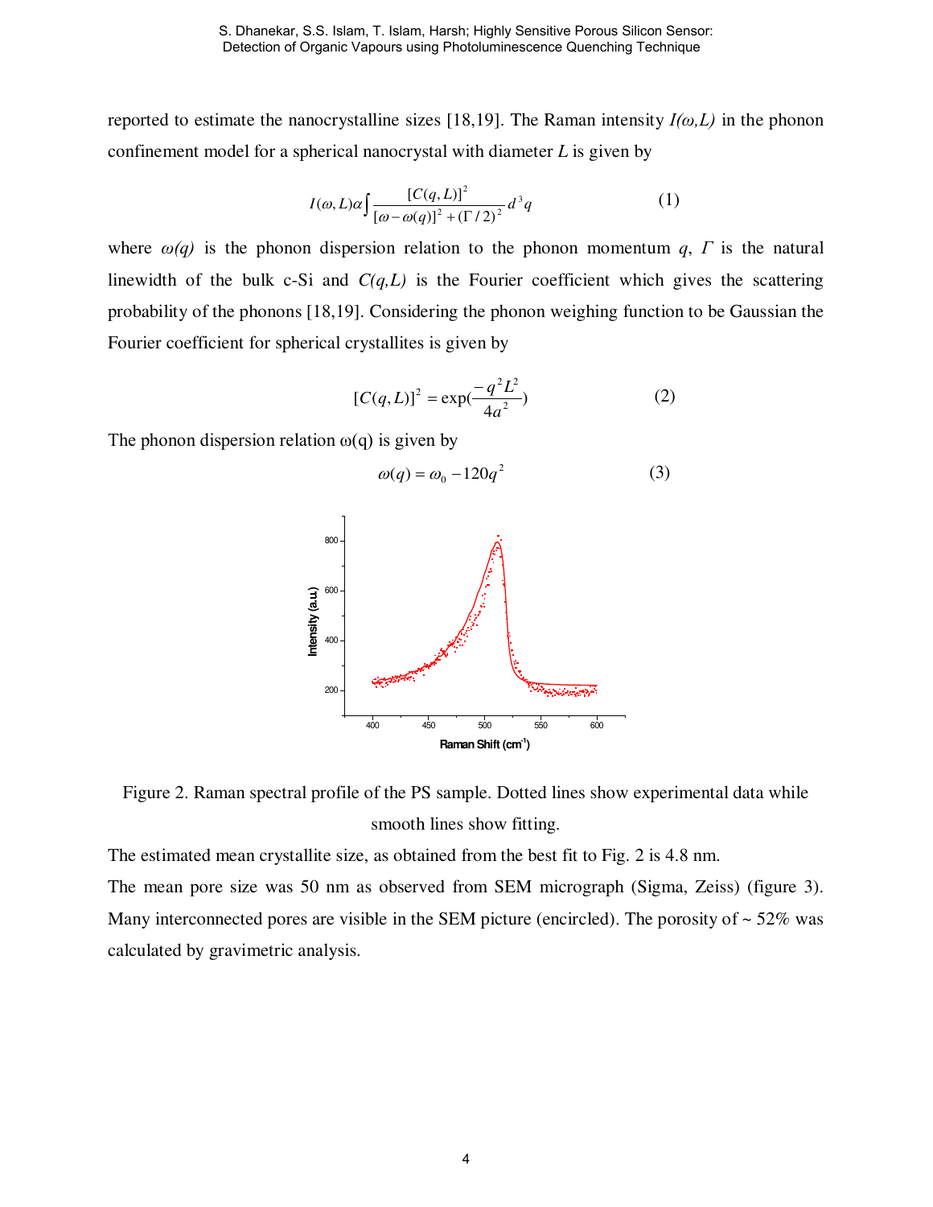reported to estimate the nanocrystalline sizes [18,19]. The Raman intensity *I(ω,L)* in the phonon confinement model for a spherical nanocrystal with diameter *L* is given by

$$I(\omega, L)\alpha\int \frac{[C(q,L)]^2}{[\omega-\omega(q)]^2+(\Gamma/2)^2}d^3q \qquad (1)$$

where *ω(q)* is the phonon dispersion relation to the phonon momentum *q*, *Γ* is the natural linewidth of the bulk c-Si and *C(q,L)* is the Fourier coefficient which gives the scattering probability of the phonons [18,19]. Considering the phonon weighing function to be Gaussian the Fourier coefficient for spherical crystallites is given by

$$[C(q,L)]^2 = \exp(\frac{-q^2L^2}{4a^2}) \qquad (2)$$

The phonon dispersion relation ω(q) is given by

$$\omega(q) = \omega_0 - 120q^2 \qquad (3)$$

Figure 2. Raman spectral profile of the PS sample. Dotted lines show experimental data while smooth lines show fitting.

The estimated mean crystallite size, as obtained from the best fit to Fig. 2 is 4.8 nm.

The mean pore size was 50 nm as observed from SEM micrograph (Sigma, Zeiss) (figure 3). Many interconnected pores are visible in the SEM picture (encircled). The porosity of ~ 52% was calculated by gravimetric analysis.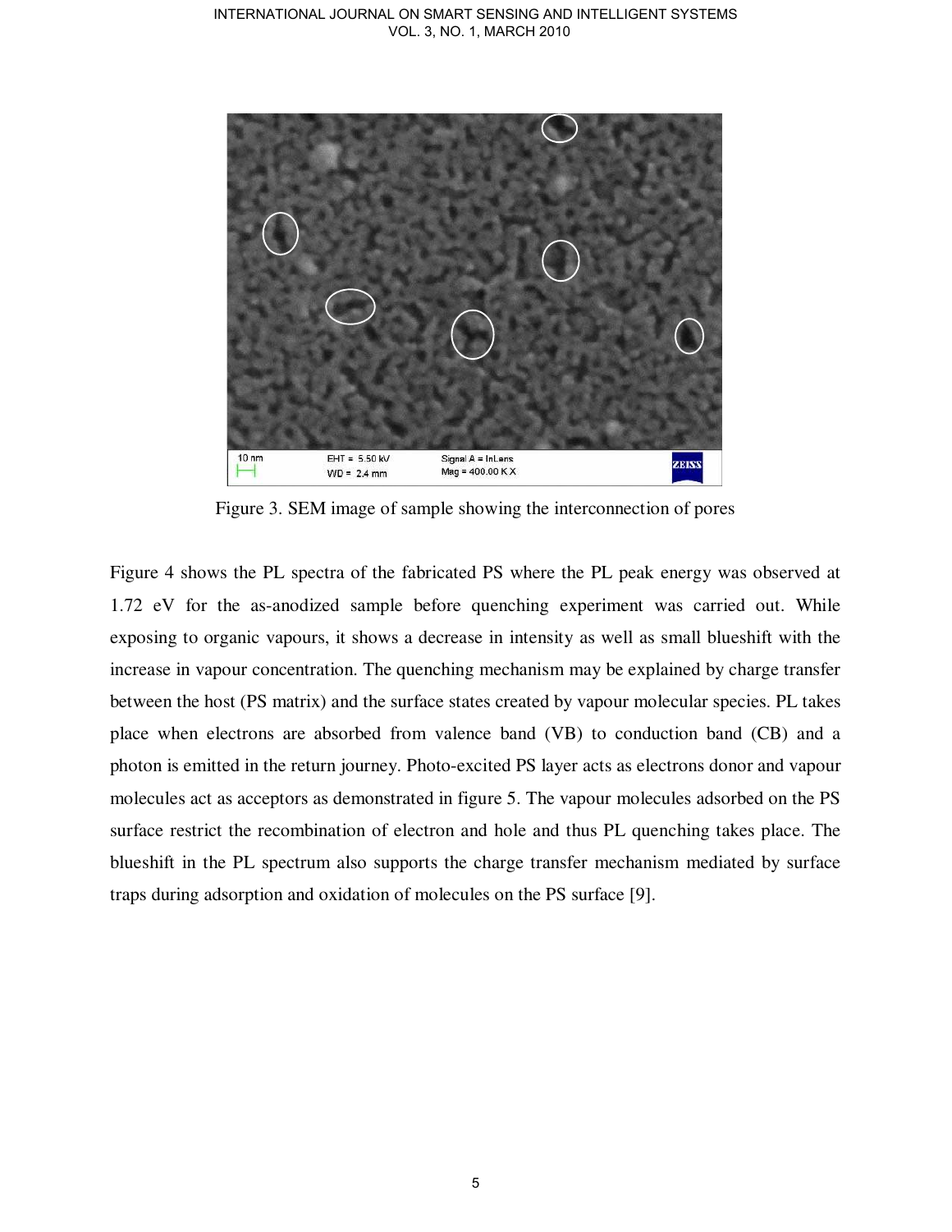Figure 3. SEM image of sample showing the interconnection of pores

Figure 4 shows the PL spectra of the fabricated PS where the PL peak energy was observed at 1.72 eV for the as-anodized sample before quenching experiment was carried out. While exposing to organic vapours, it shows a decrease in intensity as well as small blueshift with the increase in vapour concentration. The quenching mechanism may be explained by charge transfer between the host (PS matrix) and the surface states created by vapour molecular species. PL takes place when electrons are absorbed from valence band (VB) to conduction band (CB) and a photon is emitted in the return journey. Photo-excited PS layer acts as electrons donor and vapour molecules act as acceptors as demonstrated in figure 5. The vapour molecules adsorbed on the PS surface restrict the recombination of electron and hole and thus PL quenching takes place. The blueshift in the PL spectrum also supports the charge transfer mechanism mediated by surface traps during adsorption and oxidation of molecules on the PS surface [9].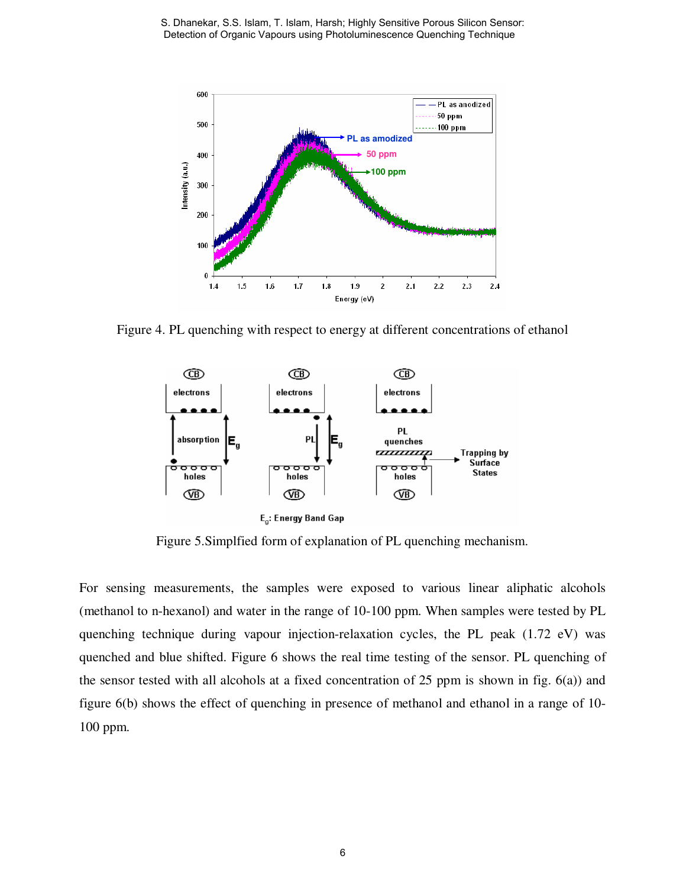Figure 4. PL quenching with respect to energy at different concentrations of ethanol

Figure 5.Simplfied form of explanation of PL quenching mechanism.

For sensing measurements, the samples were exposed to various linear aliphatic alcohols (methanol to n-hexanol) and water in the range of 10-100 ppm. When samples were tested by PL quenching technique during vapour injection-relaxation cycles, the PL peak (1.72 eV) was quenched and blue shifted. Figure 6 shows the real time testing of the sensor. PL quenching of the sensor tested with all alcohols at a fixed concentration of 25 ppm is shown in fig. 6(a)) and figure 6(b) shows the effect of quenching in presence of methanol and ethanol in a range of 10-100 ppm.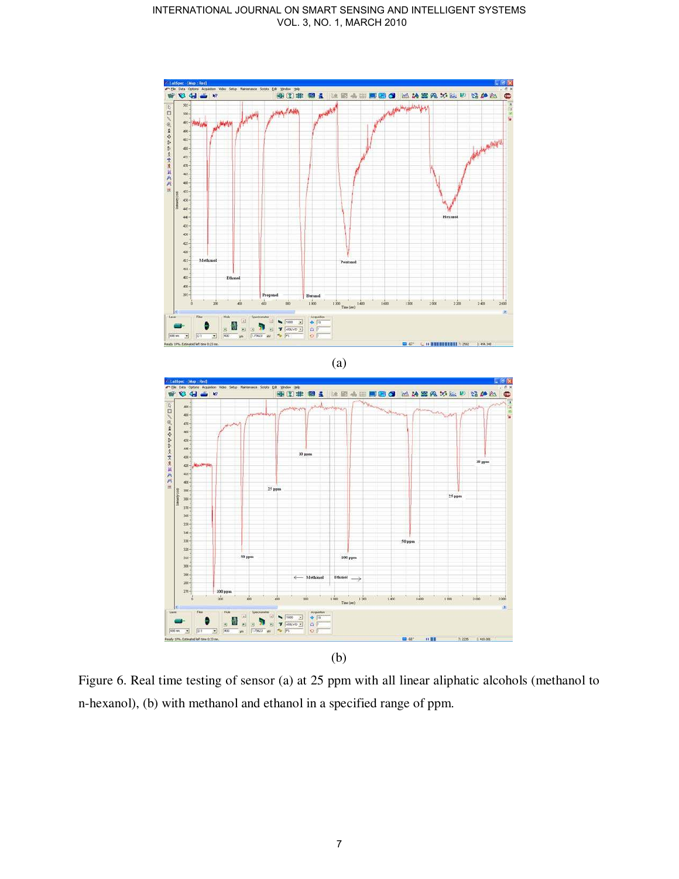(a)

(b)

Figure 6. Real time testing of sensor (a) at 25 ppm with all linear aliphatic alcohols (methanol to n-hexanol), (b) with methanol and ethanol in a specified range of ppm.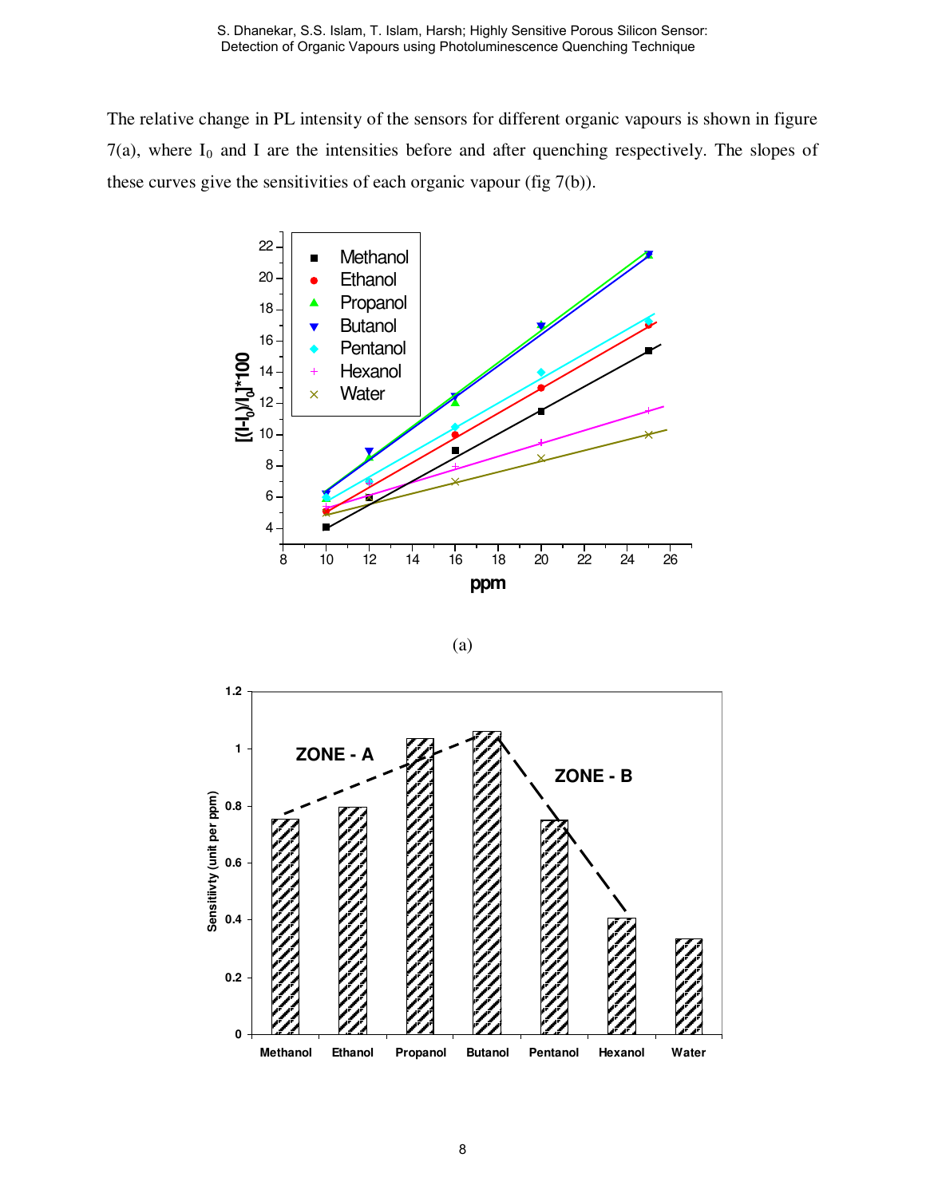The relative change in PL intensity of the sensors for different organic vapours is shown in figure 7(a), where $I_0$ and I are the intensities before and after quenching respectively. The slopes of these curves give the sensitivities of each organic vapour (fig 7(b)).

(a)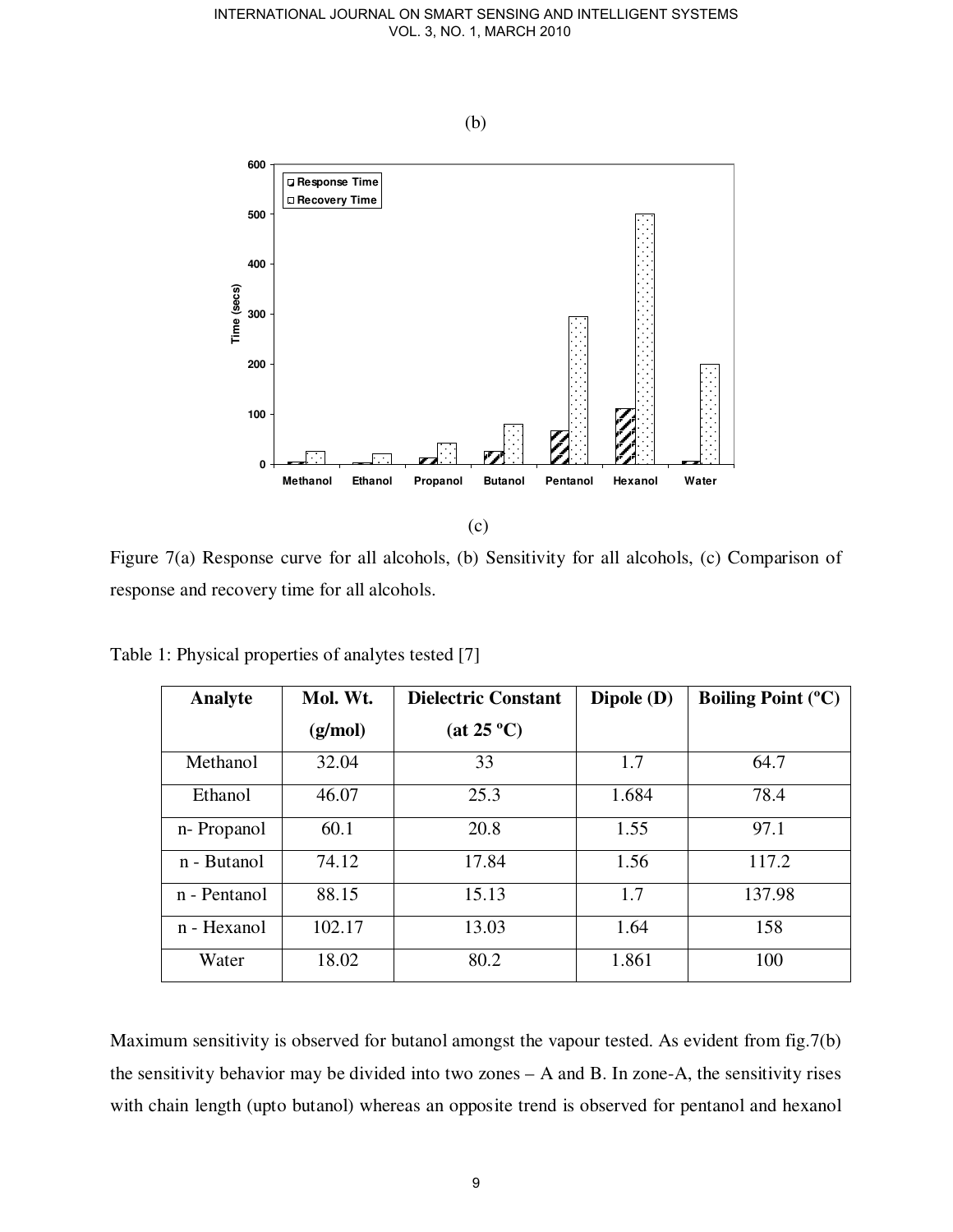(b)

(c)

Figure 7(a) Response curve for all alcohols, (b) Sensitivity for all alcohols, (c) Comparison of response and recovery time for all alcohols.

Table 1: Physical properties of analytes tested [7]

| Analyte | Mol. Wt. (g/mol) | Dielectric Constant (at 25 ºC) | Dipole (D) | Boiling Point (ºC) |
|---|---|---|---|---|
| Methanol | 32.04 | 33 | 1.7 | 64.7 |
| Ethanol | 46.07 | 25.3 | 1.684 | 78.4 |
| n- Propanol | 60.1 | 20.8 | 1.55 | 97.1 |
| n - Butanol | 74.12 | 17.84 | 1.56 | 117.2 |
| n - Pentanol | 88.15 | 15.13 | 1.7 | 137.98 |
| n - Hexanol | 102.17 | 13.03 | 1.64 | 158 |
| Water | 18.02 | 80.2 | 1.861 | 100 |

Maximum sensitivity is observed for butanol amongst the vapour tested. As evident from fig.7(b) the sensitivity behavior may be divided into two zones – A and B. In zone-A, the sensitivity rises with chain length (upto butanol) whereas an opposite trend is observed for pentanol and hexanol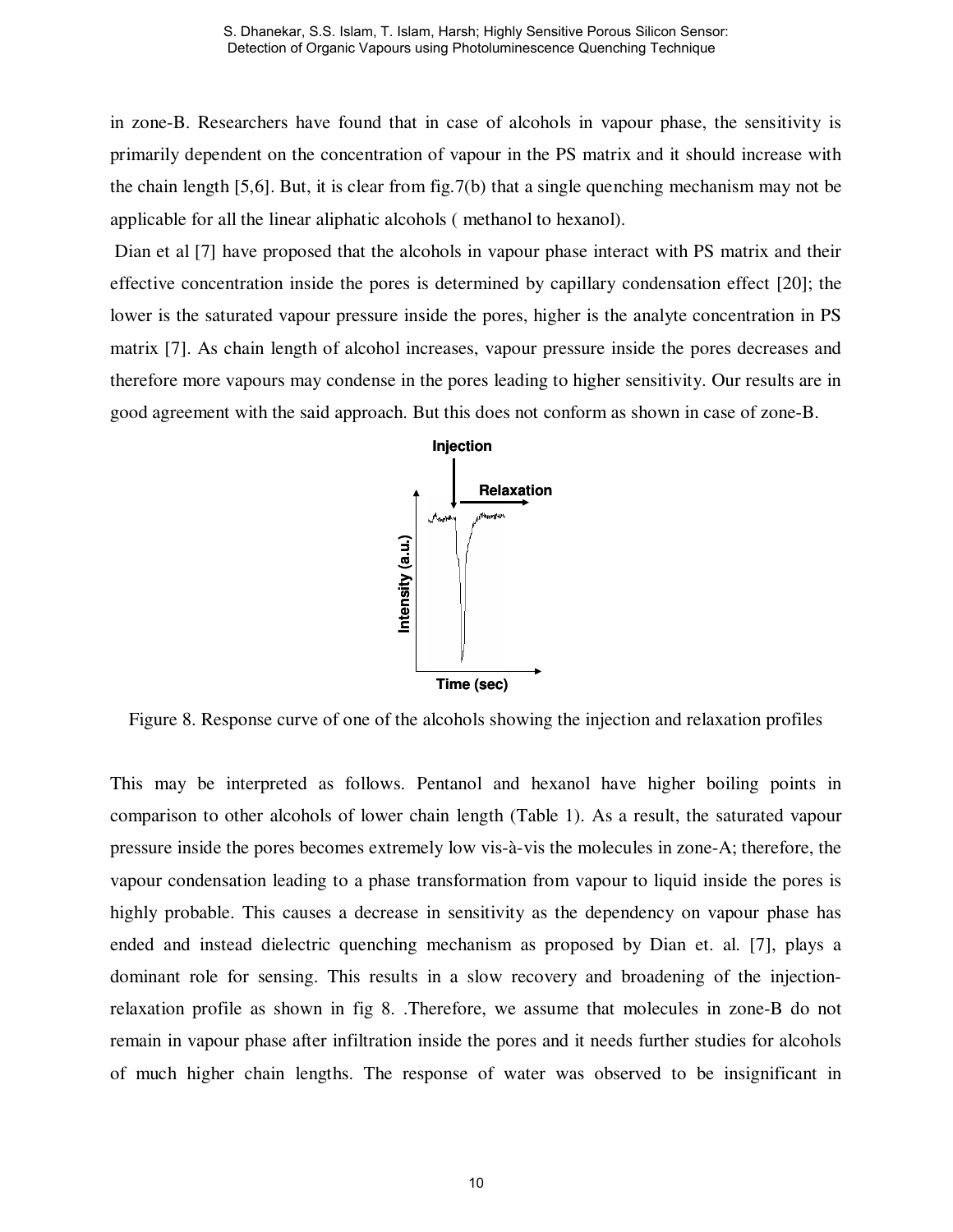in zone-B. Researchers have found that in case of alcohols in vapour phase, the sensitivity is primarily dependent on the concentration of vapour in the PS matrix and it should increase with the chain length [5,6]. But, it is clear from fig.7(b) that a single quenching mechanism may not be applicable for all the linear aliphatic alcohols ( methanol to hexanol).

Dian et al [7] have proposed that the alcohols in vapour phase interact with PS matrix and their effective concentration inside the pores is determined by capillary condensation effect [20]; the lower is the saturated vapour pressure inside the pores, higher is the analyte concentration in PS matrix [7]. As chain length of alcohol increases, vapour pressure inside the pores decreases and therefore more vapours may condense in the pores leading to higher sensitivity. Our results are in good agreement with the said approach. But this does not conform as shown in case of zone-B.

Figure 8. Response curve of one of the alcohols showing the injection and relaxation profiles

This may be interpreted as follows. Pentanol and hexanol have higher boiling points in comparison to other alcohols of lower chain length (Table 1). As a result, the saturated vapour pressure inside the pores becomes extremely low vis-à-vis the molecules in zone-A; therefore, the vapour condensation leading to a phase transformation from vapour to liquid inside the pores is highly probable. This causes a decrease in sensitivity as the dependency on vapour phase has ended and instead dielectric quenching mechanism as proposed by Dian et. al. [7], plays a dominant role for sensing. This results in a slow recovery and broadening of the injection-relaxation profile as shown in fig 8. .Therefore, we assume that molecules in zone-B do not remain in vapour phase after infiltration inside the pores and it needs further studies for alcohols of much higher chain lengths. The response of water was observed to be insignificant in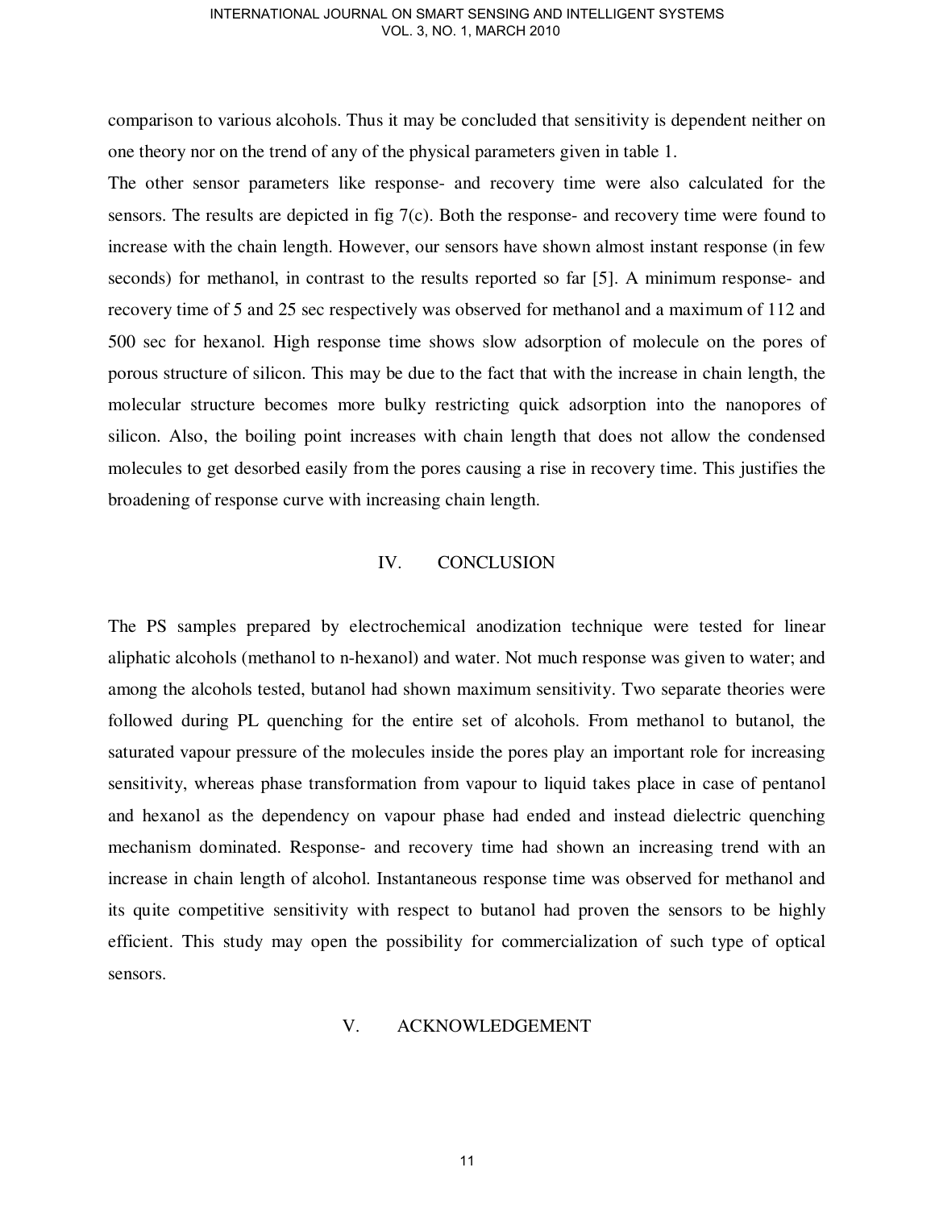comparison to various alcohols. Thus it may be concluded that sensitivity is dependent neither on one theory nor on the trend of any of the physical parameters given in table 1.

The other sensor parameters like response- and recovery time were also calculated for the sensors. The results are depicted in fig 7(c). Both the response- and recovery time were found to increase with the chain length. However, our sensors have shown almost instant response (in few seconds) for methanol, in contrast to the results reported so far [5]. A minimum response- and recovery time of 5 and 25 sec respectively was observed for methanol and a maximum of 112 and 500 sec for hexanol. High response time shows slow adsorption of molecule on the pores of porous structure of silicon. This may be due to the fact that with the increase in chain length, the molecular structure becomes more bulky restricting quick adsorption into the nanopores of silicon. Also, the boiling point increases with chain length that does not allow the condensed molecules to get desorbed easily from the pores causing a rise in recovery time. This justifies the broadening of response curve with increasing chain length.

## IV. CONCLUSION

The PS samples prepared by electrochemical anodization technique were tested for linear aliphatic alcohols (methanol to n-hexanol) and water. Not much response was given to water; and among the alcohols tested, butanol had shown maximum sensitivity. Two separate theories were followed during PL quenching for the entire set of alcohols. From methanol to butanol, the saturated vapour pressure of the molecules inside the pores play an important role for increasing sensitivity, whereas phase transformation from vapour to liquid takes place in case of pentanol and hexanol as the dependency on vapour phase had ended and instead dielectric quenching mechanism dominated. Response- and recovery time had shown an increasing trend with an increase in chain length of alcohol. Instantaneous response time was observed for methanol and its quite competitive sensitivity with respect to butanol had proven the sensors to be highly efficient. This study may open the possibility for commercialization of such type of optical sensors.

## V. ACKNOWLEDGEMENT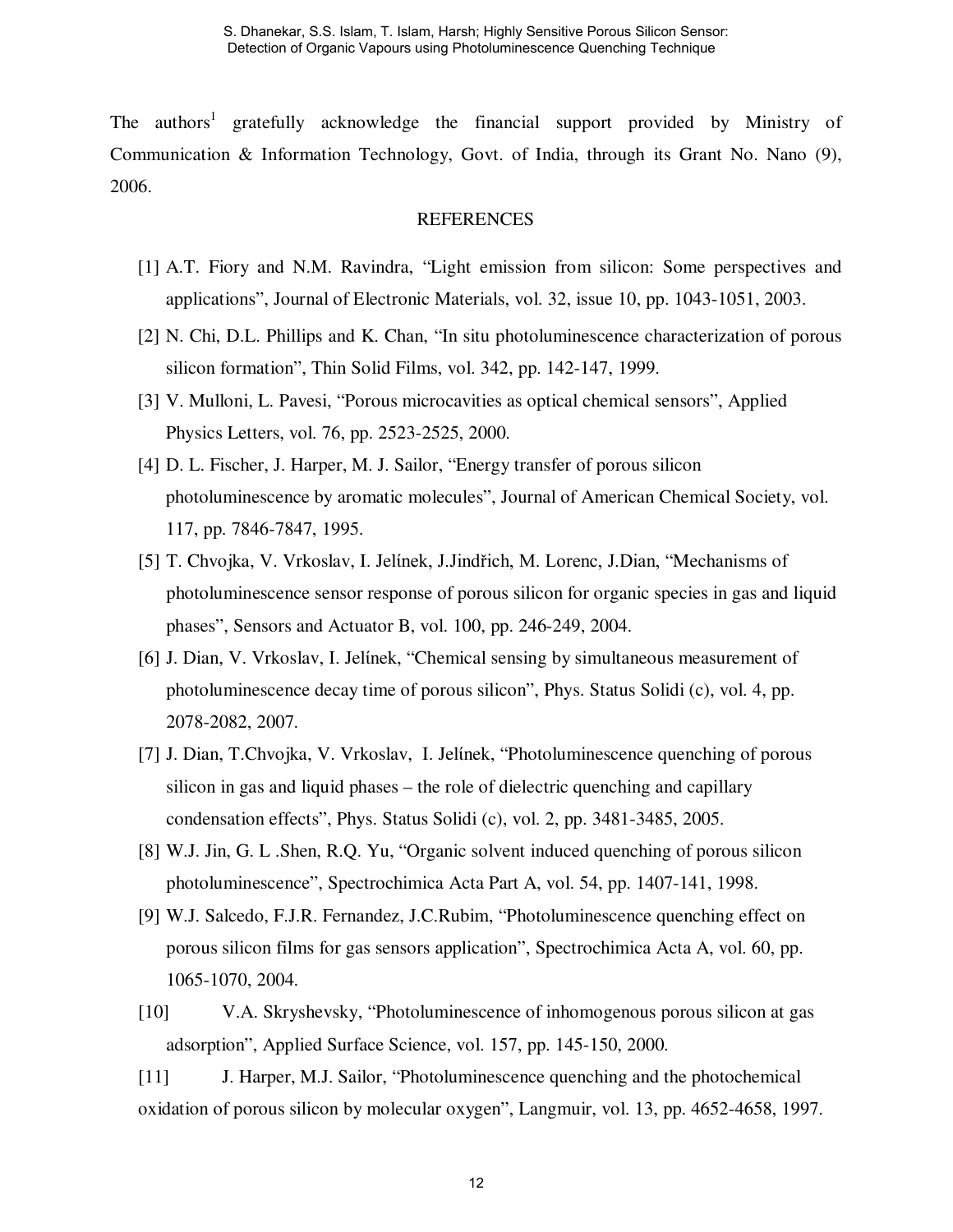The authors[1] gratefully acknowledge the financial support provided by Ministry of Communication & Information Technology, Govt. of India, through its Grant No. Nano (9), 2006.

## REFERENCES

[1] A.T. Fiory and N.M. Ravindra, “Light emission from silicon: Some perspectives and applications”, Journal of Electronic Materials, vol. 32, issue 10, pp. 1043-1051, 2003.

[2] N. Chi, D.L. Phillips and K. Chan, “In situ photoluminescence characterization of porous silicon formation”, Thin Solid Films, vol. 342, pp. 142-147, 1999.

[3] V. Mulloni, L. Pavesi, “Porous microcavities as optical chemical sensors”, Applied Physics Letters, vol. 76, pp. 2523-2525, 2000.

[4] D. L. Fischer, J. Harper, M. J. Sailor, “Energy transfer of porous silicon photoluminescence by aromatic molecules”, Journal of American Chemical Society, vol. 117, pp. 7846-7847, 1995.

[5] T. Chvojka, V. Vrkoslav, I. Jelínek, J.Jindřich, M. Lorenc, J.Dian, “Mechanisms of photoluminescence sensor response of porous silicon for organic species in gas and liquid phases”, Sensors and Actuator B, vol. 100, pp. 246-249, 2004.

[6] J. Dian, V. Vrkoslav, I. Jelínek, “Chemical sensing by simultaneous measurement of photoluminescence decay time of porous silicon”, Phys. Status Solidi (c), vol. 4, pp. 2078-2082, 2007.

[7] J. Dian, T.Chvojka, V. Vrkoslav, I. Jelínek, “Photoluminescence quenching of porous silicon in gas and liquid phases – the role of dielectric quenching and capillary condensation effects”, Phys. Status Solidi (c), vol. 2, pp. 3481-3485, 2005.

[8] W.J. Jin, G. L .Shen, R.Q. Yu, “Organic solvent induced quenching of porous silicon photoluminescence”, Spectrochimica Acta Part A, vol. 54, pp. 1407-141, 1998.

[9] W.J. Salcedo, F.J.R. Fernandez, J.C.Rubim, “Photoluminescence quenching effect on porous silicon films for gas sensors application”, Spectrochimica Acta A, vol. 60, pp. 1065-1070, 2004.

[10] V.A. Skryshevsky, “Photoluminescence of inhomogenous porous silicon at gas adsorption”, Applied Surface Science, vol. 157, pp. 145-150, 2000.

[11] J. Harper, M.J. Sailor, “Photoluminescence quenching and the photochemical oxidation of porous silicon by molecular oxygen”, Langmuir, vol. 13, pp. 4652-4658, 1997.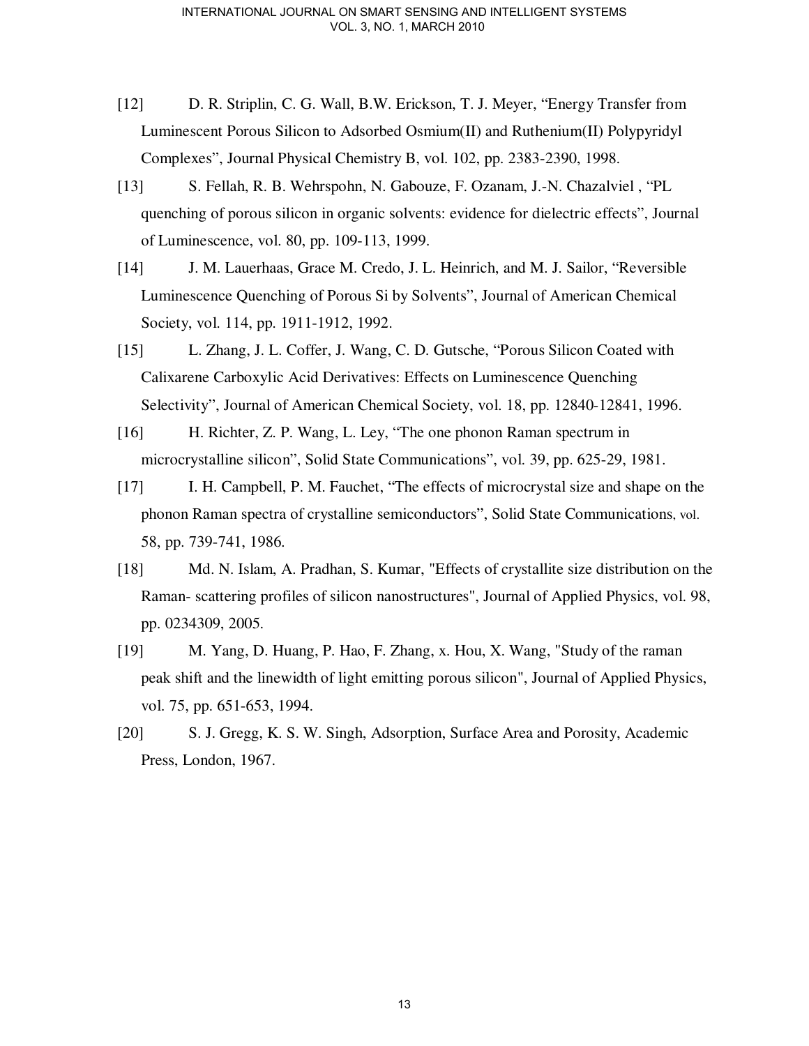[12] D. R. Striplin, C. G. Wall, B.W. Erickson, T. J. Meyer, “Energy Transfer from Luminescent Porous Silicon to Adsorbed Osmium(II) and Ruthenium(II) Polypyridyl Complexes”, Journal Physical Chemistry B, vol. 102, pp. 2383-2390, 1998.

[13] S. Fellah, R. B. Wehrspohn, N. Gabouze, F. Ozanam, J.-N. Chazalviel , “PL quenching of porous silicon in organic solvents: evidence for dielectric effects”, Journal of Luminescence, vol. 80, pp. 109-113, 1999.

[14] J. M. Lauerhaas, Grace M. Credo, J. L. Heinrich, and M. J. Sailor, “Reversible Luminescence Quenching of Porous Si by Solvents”, Journal of American Chemical Society, vol. 114, pp. 1911-1912, 1992.

[15] L. Zhang, J. L. Coffer, J. Wang, C. D. Gutsche, “Porous Silicon Coated with Calixarene Carboxylic Acid Derivatives: Effects on Luminescence Quenching Selectivity”, Journal of American Chemical Society, vol. 18, pp. 12840-12841, 1996.

[16] H. Richter, Z. P. Wang, L. Ley, “The one phonon Raman spectrum in microcrystalline silicon”, Solid State Communications”, vol. 39, pp. 625-29, 1981.

[17] I. H. Campbell, P. M. Fauchet, “The effects of microcrystal size and shape on the phonon Raman spectra of crystalline semiconductors”, Solid State Communications, vol. 58, pp. 739-741, 1986.

[18] Md. N. Islam, A. Pradhan, S. Kumar, "Effects of crystallite size distribution on the Raman- scattering profiles of silicon nanostructures", Journal of Applied Physics, vol. 98, pp. 0234309, 2005.

[19] M. Yang, D. Huang, P. Hao, F. Zhang, x. Hou, X. Wang, "Study of the raman peak shift and the linewidth of light emitting porous silicon", Journal of Applied Physics, vol. 75, pp. 651-653, 1994.

[20] S. J. Gregg, K. S. W. Singh, Adsorption, Surface Area and Porosity, Academic Press, London, 1967.